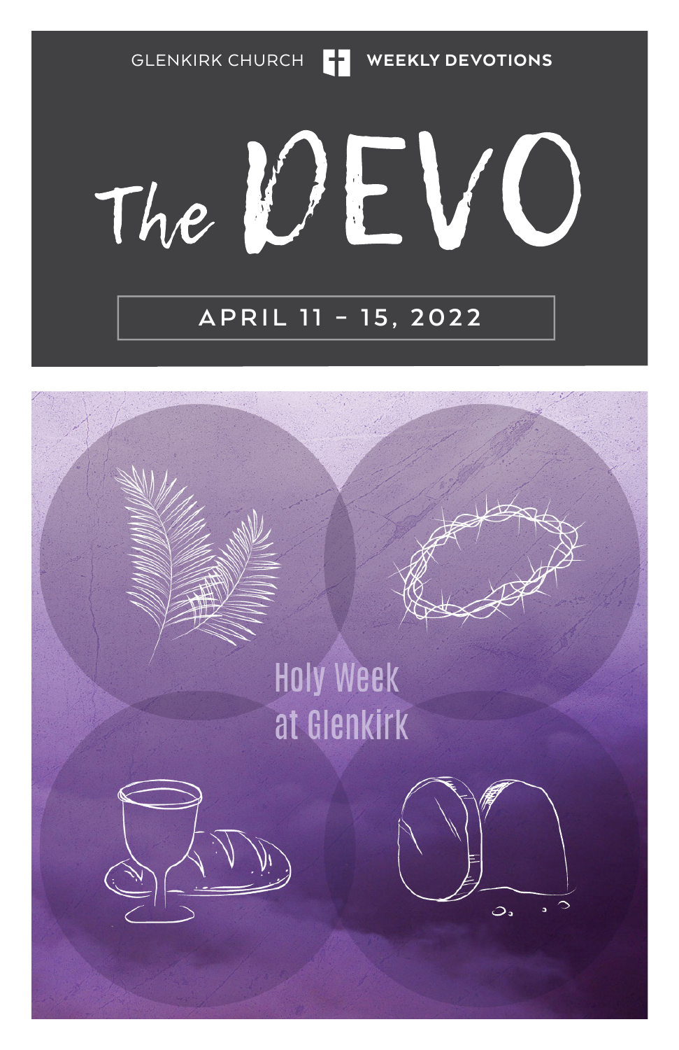GLENKIRK CHURCH | WEEKLY DEVOTIONS

# The DEVO

APRIL 11 – 15, 2022

Holy Week at Glenkirk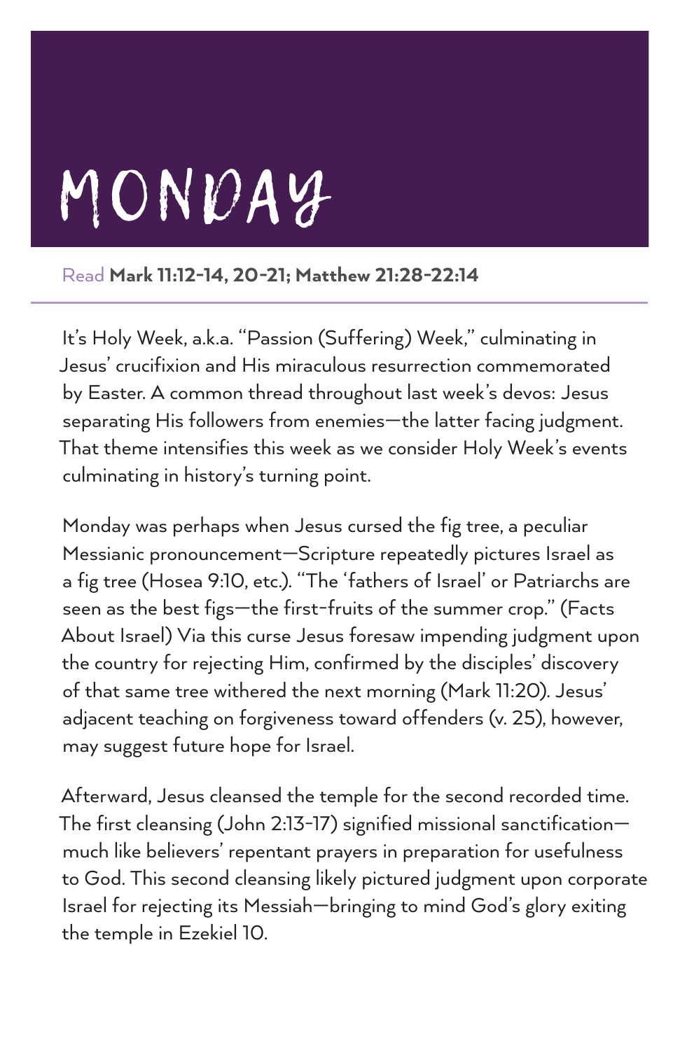# MONDAY

Read **Mark 11:12-14, 20-21; Matthew 21:28-22:14**

---

It's Holy Week, a.k.a. "Passion (Suffering) Week," culminating in Jesus' crucifixion and His miraculous resurrection commemorated by Easter. A common thread throughout last week's devos: Jesus separating His followers from enemies—the latter facing judgment. That theme intensifies this week as we consider Holy Week's events culminating in history's turning point.

Monday was perhaps when Jesus cursed the fig tree, a peculiar Messianic pronouncement—Scripture repeatedly pictures Israel as a fig tree (Hosea 9:10, etc.). "The 'fathers of Israel' or Patriarchs are seen as the best figs—the first-fruits of the summer crop." (Facts About Israel) Via this curse Jesus foresaw impending judgment upon the country for rejecting Him, confirmed by the disciples' discovery of that same tree withered the next morning (Mark 11:20). Jesus' adjacent teaching on forgiveness toward offenders (v. 25), however, may suggest future hope for Israel.

Afterward, Jesus cleansed the temple for the second recorded time. The first cleansing (John 2:13-17) signified missional sanctification—much like believers' repentant prayers in preparation for usefulness to God. This second cleansing likely pictured judgment upon corporate Israel for rejecting its Messiah—bringing to mind God's glory exiting the temple in Ezekiel 10.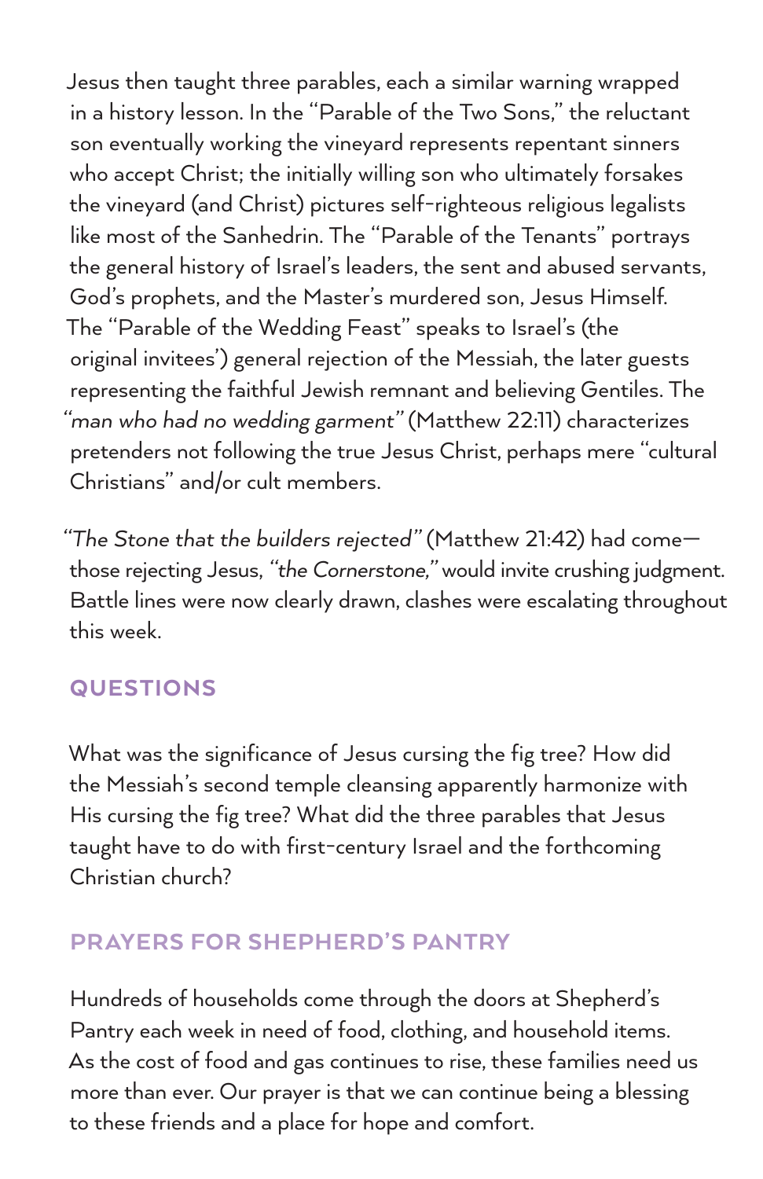Jesus then taught three parables, each a similar warning wrapped in a history lesson. In the "Parable of the Two Sons," the reluctant son eventually working the vineyard represents repentant sinners who accept Christ; the initially willing son who ultimately forsakes the vineyard (and Christ) pictures self-righteous religious legalists like most of the Sanhedrin. The "Parable of the Tenants" portrays the general history of Israel's leaders, the sent and abused servants, God's prophets, and the Master's murdered son, Jesus Himself. The "Parable of the Wedding Feast" speaks to Israel's (the original invitees') general rejection of the Messiah, the later guests representing the faithful Jewish remnant and believing Gentiles. The *"man who had no wedding garment"* (Matthew 22:11) characterizes pretenders not following the true Jesus Christ, perhaps mere "cultural Christians" and/or cult members.

*"The Stone that the builders rejected"* (Matthew 21:42) had come—those rejecting Jesus, *"the Cornerstone,"* would invite crushing judgment. Battle lines were now clearly drawn, clashes were escalating throughout this week.

## QUESTIONS

What was the significance of Jesus cursing the fig tree? How did the Messiah's second temple cleansing apparently harmonize with His cursing the fig tree? What did the three parables that Jesus taught have to do with first-century Israel and the forthcoming Christian church?

## PRAYERS FOR SHEPHERD'S PANTRY

Hundreds of households come through the doors at Shepherd's Pantry each week in need of food, clothing, and household items. As the cost of food and gas continues to rise, these families need us more than ever. Our prayer is that we can continue being a blessing to these friends and a place for hope and comfort.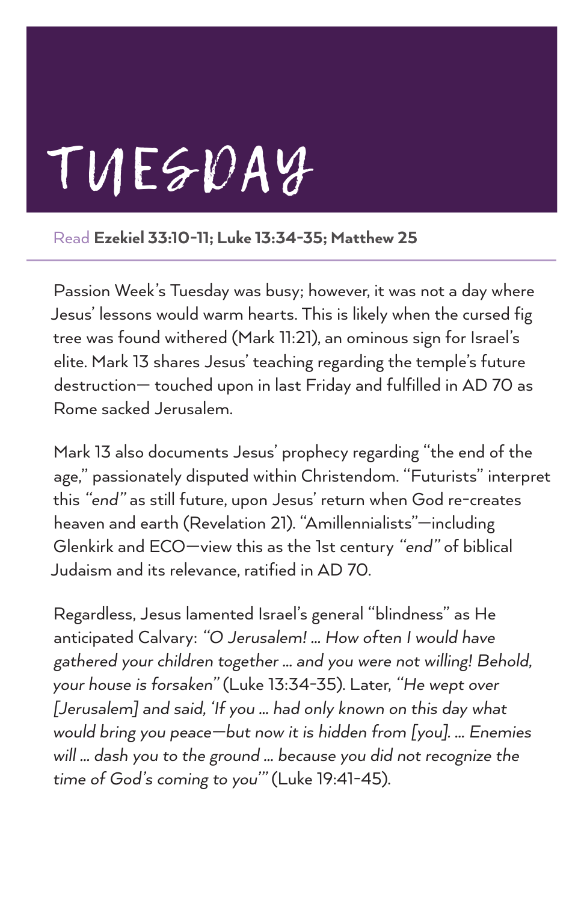# TUESDAY

Read **Ezekiel 33:10-11; Luke 13:34-35; Matthew 25**

Passion Week's Tuesday was busy; however, it was not a day where Jesus' lessons would warm hearts. This is likely when the cursed fig tree was found withered (Mark 11:21), an ominous sign for Israel's elite. Mark 13 shares Jesus' teaching regarding the temple's future destruction— touched upon in last Friday and fulfilled in AD 70 as Rome sacked Jerusalem.

Mark 13 also documents Jesus' prophecy regarding "the end of the age," passionately disputed within Christendom. "Futurists" interpret this *"end"* as still future, upon Jesus' return when God re-creates heaven and earth (Revelation 21). "Amillennialists"—including Glenkirk and ECO—view this as the 1st century *"end"* of biblical Judaism and its relevance, ratified in AD 70.

Regardless, Jesus lamented Israel's general "blindness" as He anticipated Calvary: *"O Jerusalem! ... How often I would have gathered your children together ... and you were not willing! Behold, your house is forsaken"* (Luke 13:34-35). Later, *"He wept over [Jerusalem] and said, 'If you ... had only known on this day what would bring you peace—but now it is hidden from [you]. ... Enemies will ... dash you to the ground ... because you did not recognize the time of God's coming to you'"* (Luke 19:41-45).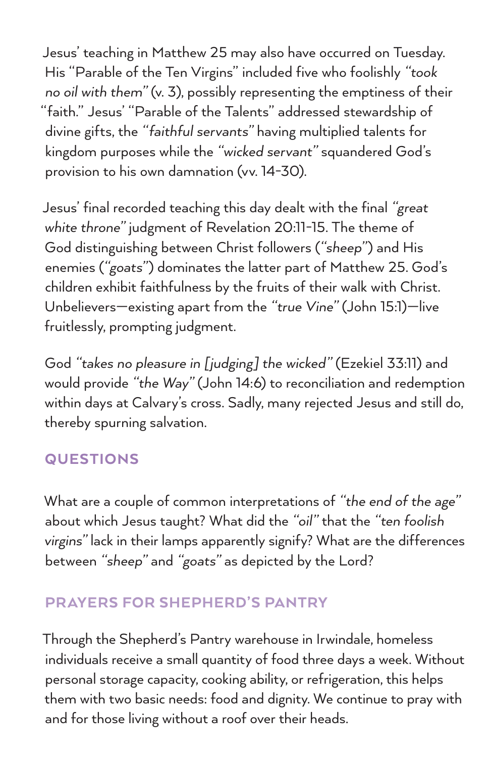Jesus' teaching in Matthew 25 may also have occurred on Tuesday. His "Parable of the Ten Virgins" included five who foolishly *"took no oil with them"* (v. 3), possibly representing the emptiness of their "faith." Jesus' "Parable of the Talents" addressed stewardship of divine gifts, the *"faithful servants"* having multiplied talents for kingdom purposes while the *"wicked servant"* squandered God's provision to his own damnation (vv. 14-30).

Jesus' final recorded teaching this day dealt with the final *"great white throne"* judgment of Revelation 20:11-15. The theme of God distinguishing between Christ followers (*"sheep"*) and His enemies (*"goats"*) dominates the latter part of Matthew 25. God's children exhibit faithfulness by the fruits of their walk with Christ. Unbelievers—existing apart from the *"true Vine"* (John 15:1)—live fruitlessly, prompting judgment.

God *"takes no pleasure in [judging] the wicked"* (Ezekiel 33:11) and would provide *"the Way"* (John 14:6) to reconciliation and redemption within days at Calvary's cross. Sadly, many rejected Jesus and still do, thereby spurning salvation.

## QUESTIONS

What are a couple of common interpretations of *"the end of the age"* about which Jesus taught? What did the *"oil"* that the *"ten foolish virgins"* lack in their lamps apparently signify? What are the differences between *"sheep"* and *"goats"* as depicted by the Lord?

## PRAYERS FOR SHEPHERD'S PANTRY

Through the Shepherd's Pantry warehouse in Irwindale, homeless individuals receive a small quantity of food three days a week. Without personal storage capacity, cooking ability, or refrigeration, this helps them with two basic needs: food and dignity. We continue to pray with and for those living without a roof over their heads.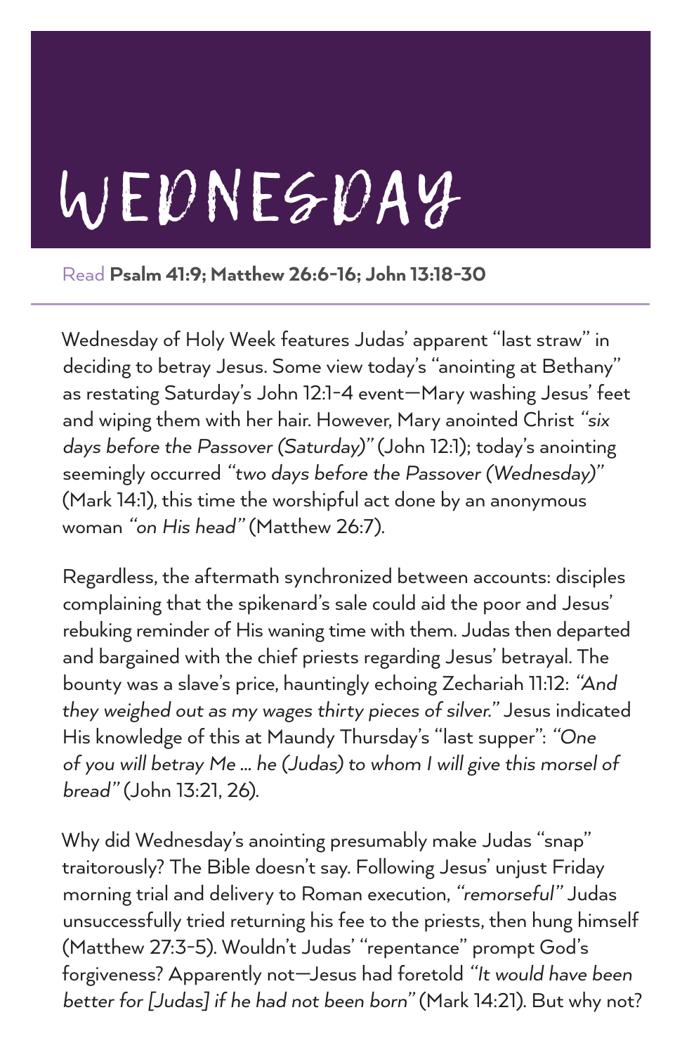# WEDNESDAY

Read **Psalm 41:9; Matthew 26:6-16; John 13:18-30**

---

Wednesday of Holy Week features Judas' apparent "last straw" in deciding to betray Jesus. Some view today's "anointing at Bethany" as restating Saturday's John 12:1-4 event—Mary washing Jesus' feet and wiping them with her hair. However, Mary anointed Christ *"six days before the Passover (Saturday)"* (John 12:1); today's anointing seemingly occurred *"two days before the Passover (Wednesday)"* (Mark 14:1), this time the worshipful act done by an anonymous woman *"on His head"* (Matthew 26:7).

Regardless, the aftermath synchronized between accounts: disciples complaining that the spikenard's sale could aid the poor and Jesus' rebuking reminder of His waning time with them. Judas then departed and bargained with the chief priests regarding Jesus' betrayal. The bounty was a slave's price, hauntingly echoing Zechariah 11:12: *"And they weighed out as my wages thirty pieces of silver."* Jesus indicated His knowledge of this at Maundy Thursday's "last supper": *"One of you will betray Me ... he (Judas) to whom I will give this morsel of bread"* (John 13:21, 26).

Why did Wednesday's anointing presumably make Judas "snap" traitorously? The Bible doesn't say. Following Jesus' unjust Friday morning trial and delivery to Roman execution, *"remorseful"* Judas unsuccessfully tried returning his fee to the priests, then hung himself (Matthew 27:3-5). Wouldn't Judas' "repentance" prompt God's forgiveness? Apparently not—Jesus had foretold *"It would have been better for [Judas] if he had not been born"* (Mark 14:21). But why not?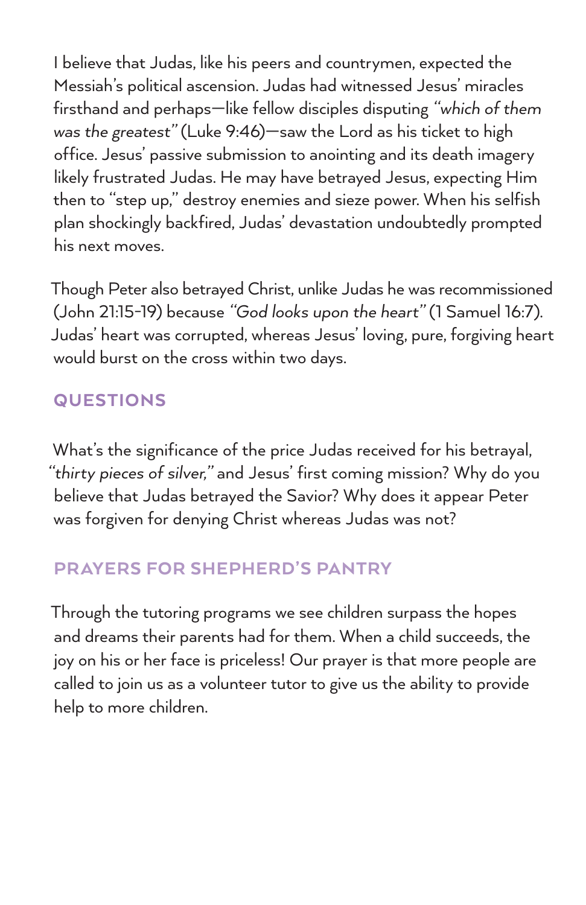I believe that Judas, like his peers and countrymen, expected the Messiah's political ascension. Judas had witnessed Jesus' miracles firsthand and perhaps—like fellow disciples disputing *"which of them was the greatest"* (Luke 9:46)—saw the Lord as his ticket to high office. Jesus' passive submission to anointing and its death imagery likely frustrated Judas. He may have betrayed Jesus, expecting Him then to "step up," destroy enemies and sieze power. When his selfish plan shockingly backfired, Judas' devastation undoubtedly prompted his next moves.

Though Peter also betrayed Christ, unlike Judas he was recommissioned (John 21:15-19) because *"God looks upon the heart"* (1 Samuel 16:7). Judas' heart was corrupted, whereas Jesus' loving, pure, forgiving heart would burst on the cross within two days.

## QUESTIONS

What's the significance of the price Judas received for his betrayal, *"thirty pieces of silver,"* and Jesus' first coming mission? Why do you believe that Judas betrayed the Savior? Why does it appear Peter was forgiven for denying Christ whereas Judas was not?

## PRAYERS FOR SHEPHERD'S PANTRY

Through the tutoring programs we see children surpass the hopes and dreams their parents had for them. When a child succeeds, the joy on his or her face is priceless! Our prayer is that more people are called to join us as a volunteer tutor to give us the ability to provide help to more children.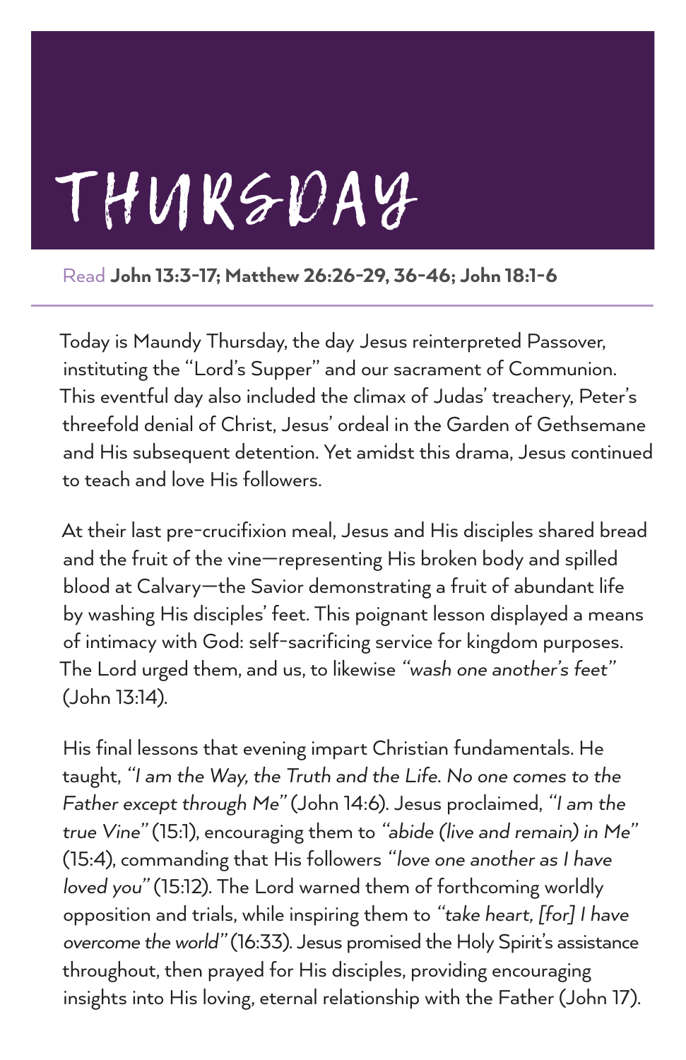# THURSDAY

Read **John 13:3-17; Matthew 26:26-29, 36-46; John 18:1-6**

Today is Maundy Thursday, the day Jesus reinterpreted Passover, instituting the "Lord's Supper" and our sacrament of Communion. This eventful day also included the climax of Judas' treachery, Peter's threefold denial of Christ, Jesus' ordeal in the Garden of Gethsemane and His subsequent detention. Yet amidst this drama, Jesus continued to teach and love His followers.

At their last pre-crucifixion meal, Jesus and His disciples shared bread and the fruit of the vine—representing His broken body and spilled blood at Calvary—the Savior demonstrating a fruit of abundant life by washing His disciples' feet. This poignant lesson displayed a means of intimacy with God: self-sacrificing service for kingdom purposes. The Lord urged them, and us, to likewise *"wash one another's feet"* (John 13:14).

His final lessons that evening impart Christian fundamentals. He taught, *"I am the Way, the Truth and the Life. No one comes to the Father except through Me"* (John 14:6). Jesus proclaimed, *"I am the true Vine"* (15:1), encouraging them to *"abide (live and remain) in Me"* (15:4), commanding that His followers *"love one another as I have loved you"* (15:12). The Lord warned them of forthcoming worldly opposition and trials, while inspiring them to *"take heart, [for] I have overcome the world"* (16:33). Jesus promised the Holy Spirit's assistance throughout, then prayed for His disciples, providing encouraging insights into His loving, eternal relationship with the Father (John 17).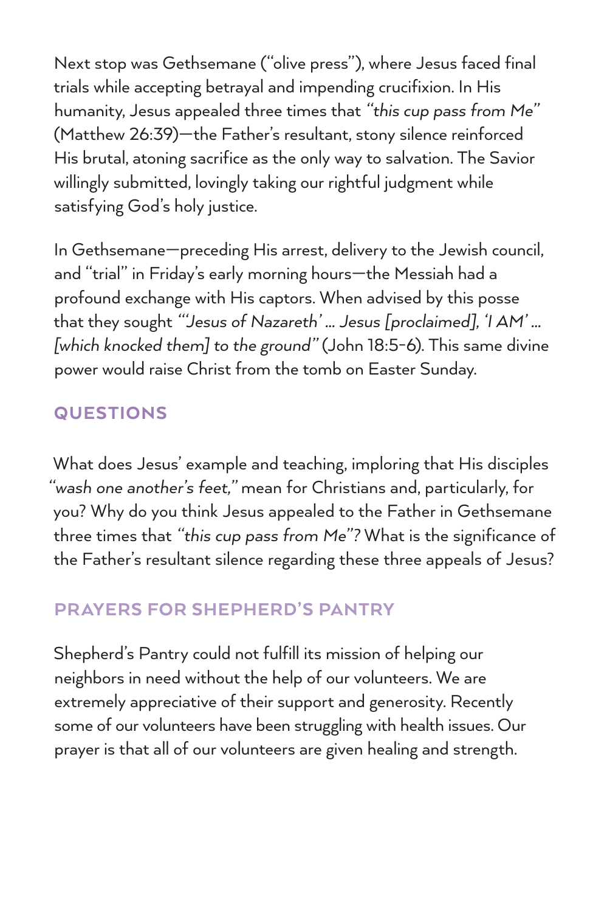Next stop was Gethsemane ("olive press"), where Jesus faced final trials while accepting betrayal and impending crucifixion. In His humanity, Jesus appealed three times that *"this cup pass from Me"* (Matthew 26:39)—the Father's resultant, stony silence reinforced His brutal, atoning sacrifice as the only way to salvation. The Savior willingly submitted, lovingly taking our rightful judgment while satisfying God's holy justice.

In Gethsemane—preceding His arrest, delivery to the Jewish council, and "trial" in Friday's early morning hours—the Messiah had a profound exchange with His captors. When advised by this posse that they sought *"'Jesus of Nazareth' ... Jesus [proclaimed], 'I AM' ... [which knocked them] to the ground"* (John 18:5-6). This same divine power would raise Christ from the tomb on Easter Sunday.

## QUESTIONS

What does Jesus' example and teaching, imploring that His disciples *"wash one another's feet,"* mean for Christians and, particularly, for you? Why do you think Jesus appealed to the Father in Gethsemane three times that *"this cup pass from Me"*? What is the significance of the Father's resultant silence regarding these three appeals of Jesus?

## PRAYERS FOR SHEPHERD'S PANTRY

Shepherd's Pantry could not fulfill its mission of helping our neighbors in need without the help of our volunteers. We are extremely appreciative of their support and generosity. Recently some of our volunteers have been struggling with health issues. Our prayer is that all of our volunteers are given healing and strength.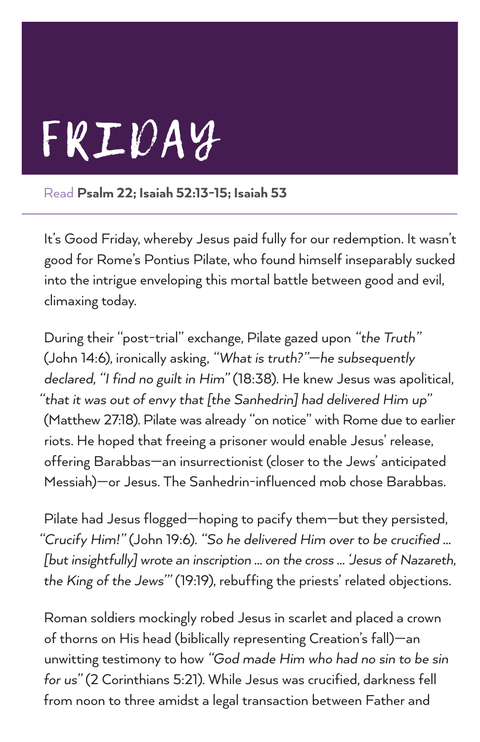# FRIDAY

Read **Psalm 22; Isaiah 52:13-15; Isaiah 53**

---

It's Good Friday, whereby Jesus paid fully for our redemption. It wasn't good for Rome's Pontius Pilate, who found himself inseparably sucked into the intrigue enveloping this mortal battle between good and evil, climaxing today.

During their "post-trial" exchange, Pilate gazed upon *"the Truth"* (John 14:6), ironically asking, *"What is truth?"—he subsequently declared, "I find no guilt in Him"* (18:38). He knew Jesus was apolitical, *"that it was out of envy that [the Sanhedrin] had delivered Him up"* (Matthew 27:18). Pilate was already "on notice" with Rome due to earlier riots. He hoped that freeing a prisoner would enable Jesus' release, offering Barabbas—an insurrectionist (closer to the Jews' anticipated Messiah)—or Jesus. The Sanhedrin-influenced mob chose Barabbas.

Pilate had Jesus flogged—hoping to pacify them—but they persisted, *"Crucify Him!"* (John 19:6). *"So he delivered Him over to be crucified ... [but insightfully] wrote an inscription ... on the cross ... 'Jesus of Nazareth, the King of the Jews'"* (19:19), rebuffing the priests' related objections.

Roman soldiers mockingly robed Jesus in scarlet and placed a crown of thorns on His head (biblically representing Creation's fall)—an unwitting testimony to how *"God made Him who had no sin to be sin for us"* (2 Corinthians 5:21). While Jesus was crucified, darkness fell from noon to three amidst a legal transaction between Father and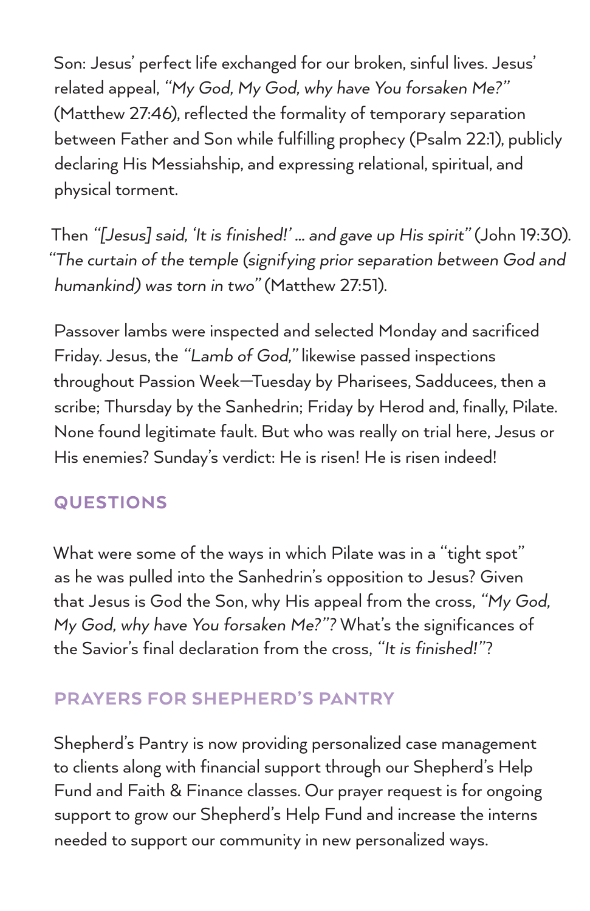Son: Jesus' perfect life exchanged for our broken, sinful lives. Jesus' related appeal, *"My God, My God, why have You forsaken Me?"* (Matthew 27:46), reflected the formality of temporary separation between Father and Son while fulfilling prophecy (Psalm 22:1), publicly declaring His Messiahship, and expressing relational, spiritual, and physical torment.

Then *"[Jesus] said, 'It is finished!' ... and gave up His spirit"* (John 19:30). *"The curtain of the temple (signifying prior separation between God and humankind) was torn in two"* (Matthew 27:51).

Passover lambs were inspected and selected Monday and sacrificed Friday. Jesus, the *"Lamb of God,"* likewise passed inspections throughout Passion Week—Tuesday by Pharisees, Sadducees, then a scribe; Thursday by the Sanhedrin; Friday by Herod and, finally, Pilate. None found legitimate fault. But who was really on trial here, Jesus or His enemies? Sunday's verdict: He is risen! He is risen indeed!

## QUESTIONS

What were some of the ways in which Pilate was in a "tight spot" as he was pulled into the Sanhedrin's opposition to Jesus? Given that Jesus is God the Son, why His appeal from the cross, *"My God, My God, why have You forsaken Me?"*? What's the significances of the Savior's final declaration from the cross, *"It is finished!"*?

## PRAYERS FOR SHEPHERD'S PANTRY

Shepherd's Pantry is now providing personalized case management to clients along with financial support through our Shepherd's Help Fund and Faith & Finance classes. Our prayer request is for ongoing support to grow our Shepherd's Help Fund and increase the interns needed to support our community in new personalized ways.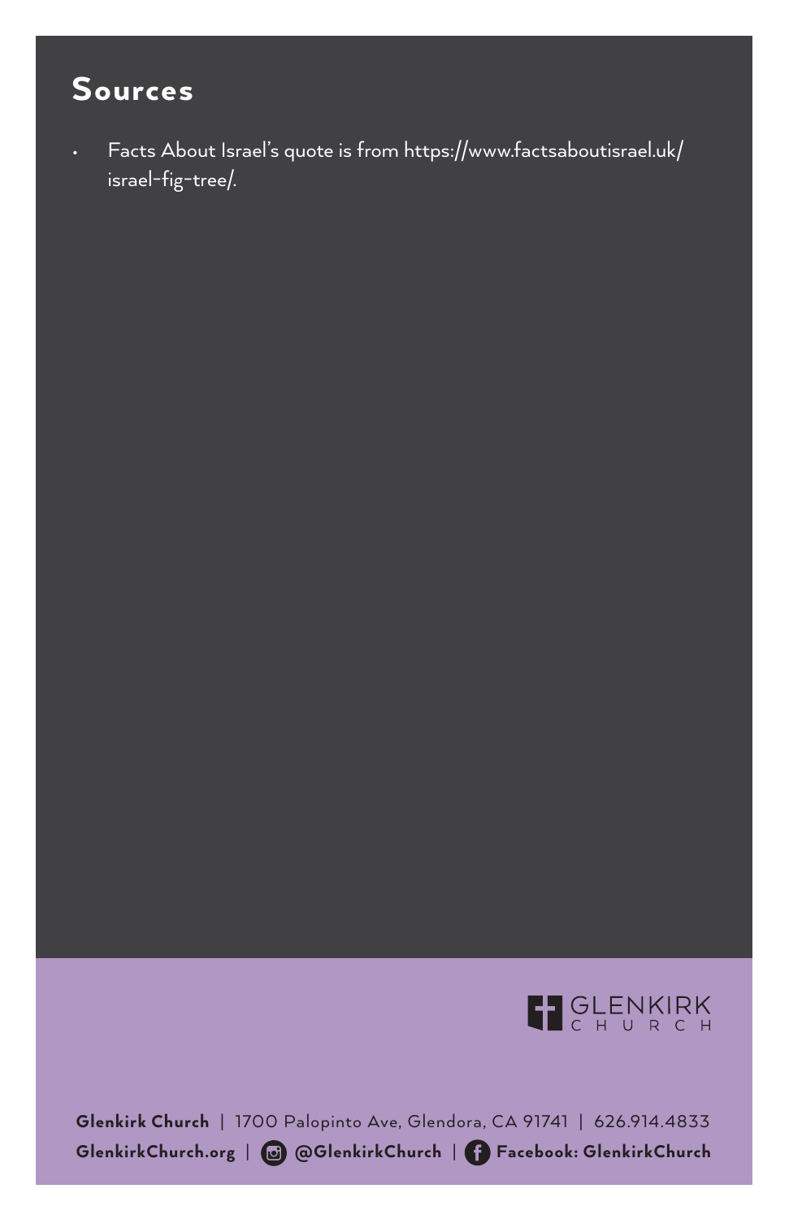## Sources

- Facts About Israel's quote is from https://www.factsaboutisrael.uk/israel-fig-tree/.

GLENKIRK CHURCH

**Glenkirk Church** | 1700 Palopinto Ave, Glendora, CA 91741 | 626.914.4833

**GlenkirkChurch.org** | **@GlenkirkChurch** | **Facebook: GlenkirkChurch**